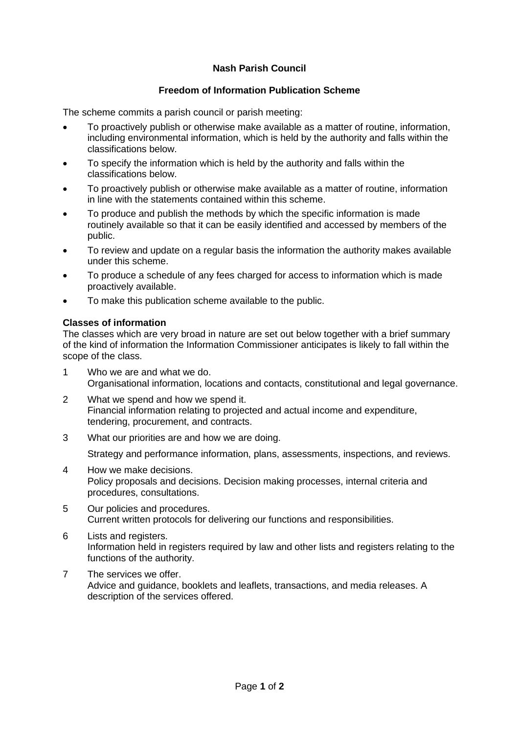# Nash Parish Council

## Freedom of Information Publication Scheme

The scheme commits a parish council or parish meeting:

- To proactively publish or otherwise make available as a matter of routine, information, including environmental information, which is held by the authority and falls within the classifications below.
- To specify the information which is held by the authority and falls within the classifications below.
- To proactively publish or otherwise make available as a matter of routine, information in line with the statements contained within this scheme.
- To produce and publish the methods by which the specific information is made routinely available so that it can be easily identified and accessed by members of the public.
- To review and update on a regular basis the information the authority makes available under this scheme.
- To produce a schedule of any fees charged for access to information which is made proactively available.
- To make this publication scheme available to the public.

**Classes of information**

The classes which are very broad in nature are set out below together with a brief summary of the kind of information the Information Commissioner anticipates is likely to fall within the scope of the class.

1. Who we are and what we do.
   Organisational information, locations and contacts, constitutional and legal governance.
2. What we spend and how we spend it.
   Financial information relating to projected and actual income and expenditure, tendering, procurement, and contracts.
3. What our priorities are and how we are doing.

   Strategy and performance information, plans, assessments, inspections, and reviews.
4. How we make decisions.
   Policy proposals and decisions. Decision making processes, internal criteria and procedures, consultations.
5. Our policies and procedures.
   Current written protocols for delivering our functions and responsibilities.
6. Lists and registers.
   Information held in registers required by law and other lists and registers relating to the functions of the authority.
7. The services we offer.
   Advice and guidance, booklets and leaflets, transactions, and media releases. A description of the services offered.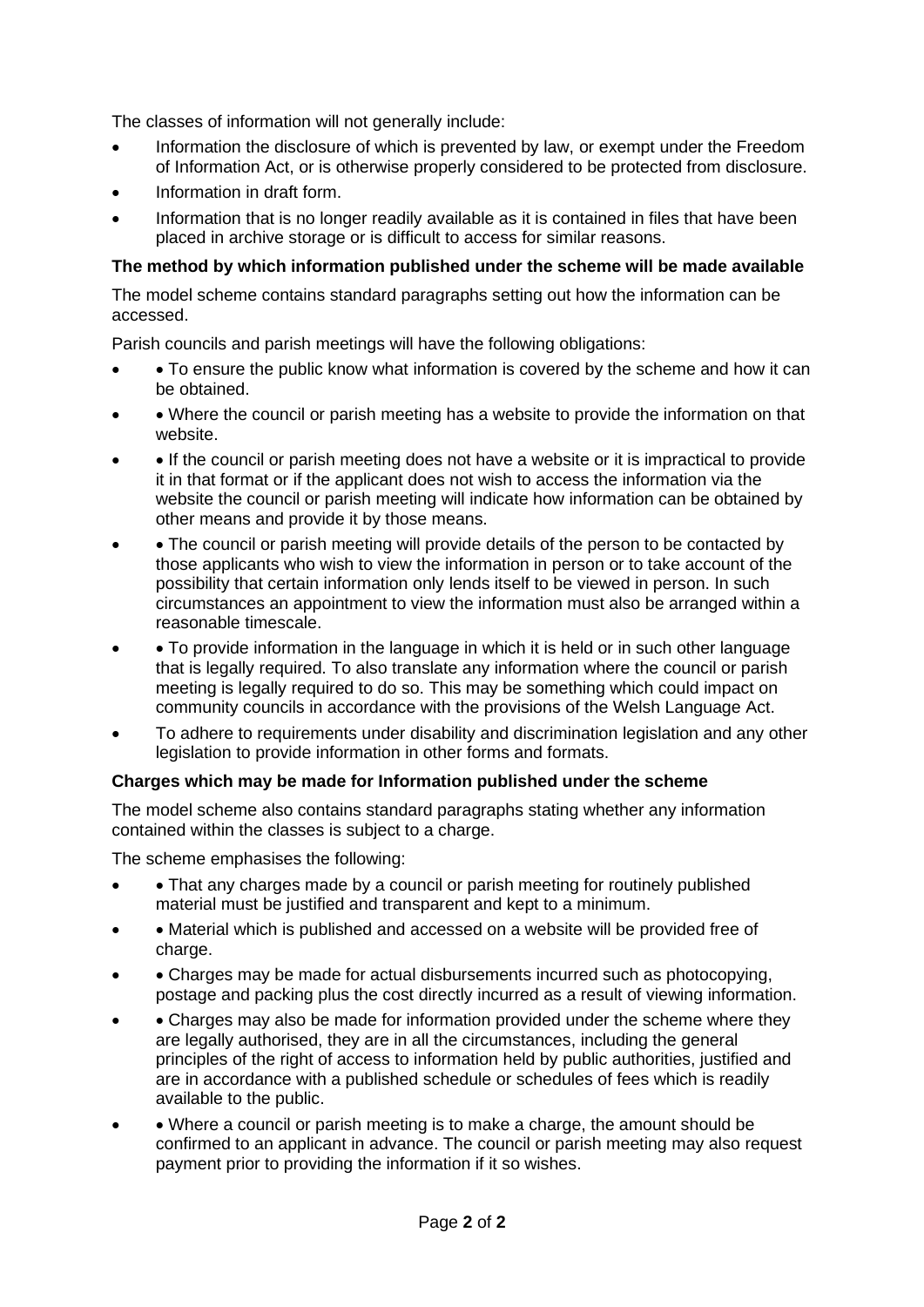The classes of information will not generally include:

- Information the disclosure of which is prevented by law, or exempt under the Freedom of Information Act, or is otherwise properly considered to be protected from disclosure.
- Information in draft form.
- Information that is no longer readily available as it is contained in files that have been placed in archive storage or is difficult to access for similar reasons.

**The method by which information published under the scheme will be made available**

The model scheme contains standard paragraphs setting out how the information can be accessed.

Parish councils and parish meetings will have the following obligations:

- • To ensure the public know what information is covered by the scheme and how it can be obtained.
- • Where the council or parish meeting has a website to provide the information on that website.
- • If the council or parish meeting does not have a website or it is impractical to provide it in that format or if the applicant does not wish to access the information via the website the council or parish meeting will indicate how information can be obtained by other means and provide it by those means.
- • The council or parish meeting will provide details of the person to be contacted by those applicants who wish to view the information in person or to take account of the possibility that certain information only lends itself to be viewed in person. In such circumstances an appointment to view the information must also be arranged within a reasonable timescale.
- • To provide information in the language in which it is held or in such other language that is legally required. To also translate any information where the council or parish meeting is legally required to do so. This may be something which could impact on community councils in accordance with the provisions of the Welsh Language Act.
- To adhere to requirements under disability and discrimination legislation and any other legislation to provide information in other forms and formats.

**Charges which may be made for Information published under the scheme**

The model scheme also contains standard paragraphs stating whether any information contained within the classes is subject to a charge.

The scheme emphasises the following:

- • That any charges made by a council or parish meeting for routinely published material must be justified and transparent and kept to a minimum.
- • Material which is published and accessed on a website will be provided free of charge.
- • Charges may be made for actual disbursements incurred such as photocopying, postage and packing plus the cost directly incurred as a result of viewing information.
- • Charges may also be made for information provided under the scheme where they are legally authorised, they are in all the circumstances, including the general principles of the right of access to information held by public authorities, justified and are in accordance with a published schedule or schedules of fees which is readily available to the public.
- • Where a council or parish meeting is to make a charge, the amount should be confirmed to an applicant in advance. The council or parish meeting may also request payment prior to providing the information if it so wishes.